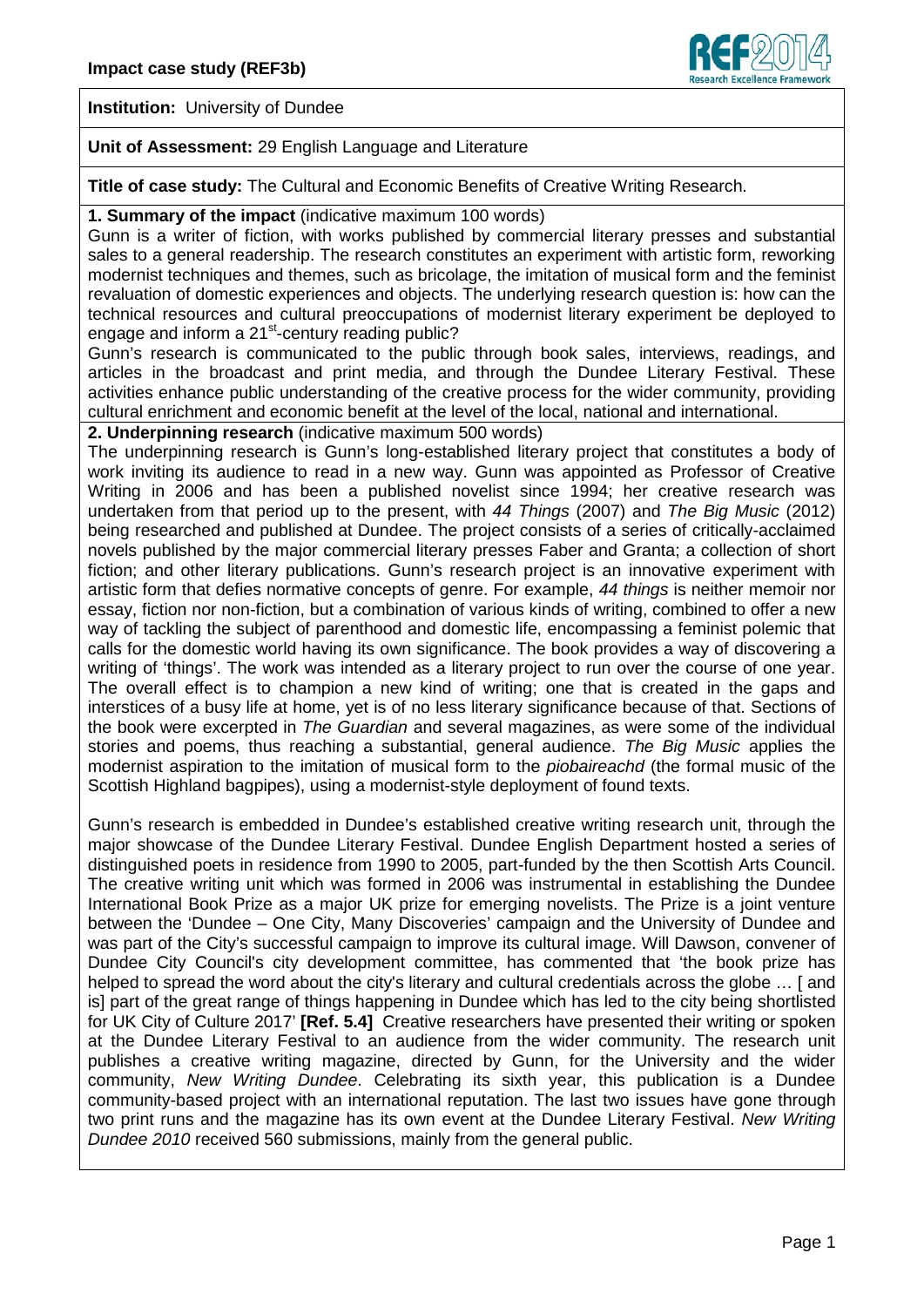**Impact case study (REF3b)**

**Institution:** University of Dundee

**Unit of Assessment:** 29 English Language and Literature

**Title of case study:** The Cultural and Economic Benefits of Creative Writing Research.

## 1. Summary of the impact (indicative maximum 100 words)

Gunn is a writer of fiction, with works published by commercial literary presses and substantial sales to a general readership. The research constitutes an experiment with artistic form, reworking modernist techniques and themes, such as bricolage, the imitation of musical form and the feminist revaluation of domestic experiences and objects. The underlying research question is: how can the technical resources and cultural preoccupations of modernist literary experiment be deployed to engage and inform a 21st-century reading public?

Gunn's research is communicated to the public through book sales, interviews, readings, and articles in the broadcast and print media, and through the Dundee Literary Festival. These activities enhance public understanding of the creative process for the wider community, providing cultural enrichment and economic benefit at the level of the local, national and international.

## 2. Underpinning research (indicative maximum 500 words)

The underpinning research is Gunn's long-established literary project that constitutes a body of work inviting its audience to read in a new way. Gunn was appointed as Professor of Creative Writing in 2006 and has been a published novelist since 1994; her creative research was undertaken from that period up to the present, with *44 Things* (2007) and *The Big Music* (2012) being researched and published at Dundee. The project consists of a series of critically-acclaimed novels published by the major commercial literary presses Faber and Granta; a collection of short fiction; and other literary publications. Gunn's research project is an innovative experiment with artistic form that defies normative concepts of genre. For example, *44 things* is neither memoir nor essay, fiction nor non-fiction, but a combination of various kinds of writing, combined to offer a new way of tackling the subject of parenthood and domestic life, encompassing a feminist polemic that calls for the domestic world having its own significance. The book provides a way of discovering a writing of 'things'. The work was intended as a literary project to run over the course of one year. The overall effect is to champion a new kind of writing; one that is created in the gaps and interstices of a busy life at home, yet is of no less literary significance because of that. Sections of the book were excerpted in *The Guardian* and several magazines, as were some of the individual stories and poems, thus reaching a substantial, general audience. *The Big Music* applies the modernist aspiration to the imitation of musical form to the *piobaireachd* (the formal music of the Scottish Highland bagpipes), using a modernist-style deployment of found texts.

Gunn's research is embedded in Dundee's established creative writing research unit, through the major showcase of the Dundee Literary Festival. Dundee English Department hosted a series of distinguished poets in residence from 1990 to 2005, part-funded by the then Scottish Arts Council. The creative writing unit which was formed in 2006 was instrumental in establishing the Dundee International Book Prize as a major UK prize for emerging novelists. The Prize is a joint venture between the 'Dundee – One City, Many Discoveries' campaign and the University of Dundee and was part of the City's successful campaign to improve its cultural image. Will Dawson, convener of Dundee City Council's city development committee, has commented that 'the book prize has helped to spread the word about the city's literary and cultural credentials across the globe … [ and is] part of the great range of things happening in Dundee which has led to the city being shortlisted for UK City of Culture 2017' **[Ref. 5.4]** Creative researchers have presented their writing or spoken at the Dundee Literary Festival to an audience from the wider community. The research unit publishes a creative writing magazine, directed by Gunn, for the University and the wider community, *New Writing Dundee*. Celebrating its sixth year, this publication is a Dundee community-based project with an international reputation. The last two issues have gone through two print runs and the magazine has its own event at the Dundee Literary Festival. *New Writing Dundee 2010* received 560 submissions, mainly from the general public.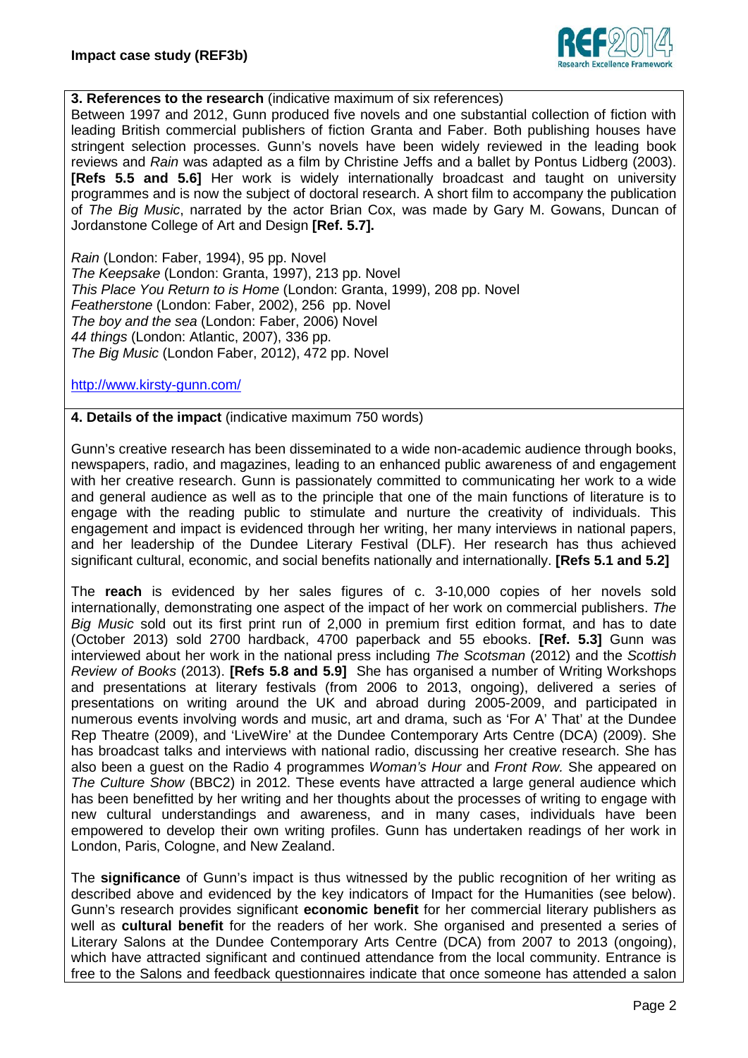**3. References to the research** (indicative maximum of six references)

Between 1997 and 2012, Gunn produced five novels and one substantial collection of fiction with leading British commercial publishers of fiction Granta and Faber. Both publishing houses have stringent selection processes. Gunn's novels have been widely reviewed in the leading book reviews and *Rain* was adapted as a film by Christine Jeffs and a ballet by Pontus Lidberg (2003). **[Refs 5.5 and 5.6]** Her work is widely internationally broadcast and taught on university programmes and is now the subject of doctoral research. A short film to accompany the publication of *The Big Music*, narrated by the actor Brian Cox, was made by Gary M. Gowans, Duncan of Jordanstone College of Art and Design **[Ref. 5.7].**

*Rain* (London: Faber, 1994), 95 pp. Novel
*The Keepsake* (London: Granta, 1997), 213 pp. Novel
*This Place You Return to is Home* (London: Granta, 1999), 208 pp. Novel
*Featherstone* (London: Faber, 2002), 256 pp. Novel
*The boy and the sea* (London: Faber, 2006) Novel
*44 things* (London: Atlantic, 2007), 336 pp.
*The Big Music* (London Faber, 2012), 472 pp. Novel

http://www.kirsty-gunn.com/

**4. Details of the impact** (indicative maximum 750 words)

Gunn's creative research has been disseminated to a wide non-academic audience through books, newspapers, radio, and magazines, leading to an enhanced public awareness of and engagement with her creative research. Gunn is passionately committed to communicating her work to a wide and general audience as well as to the principle that one of the main functions of literature is to engage with the reading public to stimulate and nurture the creativity of individuals. This engagement and impact is evidenced through her writing, her many interviews in national papers, and her leadership of the Dundee Literary Festival (DLF). Her research has thus achieved significant cultural, economic, and social benefits nationally and internationally. **[Refs 5.1 and 5.2]**

The **reach** is evidenced by her sales figures of c. 3-10,000 copies of her novels sold internationally, demonstrating one aspect of the impact of her work on commercial publishers. *The Big Music* sold out its first print run of 2,000 in premium first edition format, and has to date (October 2013) sold 2700 hardback, 4700 paperback and 55 ebooks. **[Ref. 5.3]** Gunn was interviewed about her work in the national press including *The Scotsman* (2012) and the *Scottish Review of Books* (2013). **[Refs 5.8 and 5.9]** She has organised a number of Writing Workshops and presentations at literary festivals (from 2006 to 2013, ongoing), delivered a series of presentations on writing around the UK and abroad during 2005-2009, and participated in numerous events involving words and music, art and drama, such as 'For A' That' at the Dundee Rep Theatre (2009), and 'LiveWire' at the Dundee Contemporary Arts Centre (DCA) (2009). She has broadcast talks and interviews with national radio, discussing her creative research. She has also been a guest on the Radio 4 programmes *Woman's Hour* and *Front Row.* She appeared on *The Culture Show* (BBC2) in 2012. These events have attracted a large general audience which has been benefitted by her writing and her thoughts about the processes of writing to engage with new cultural understandings and awareness, and in many cases, individuals have been empowered to develop their own writing profiles. Gunn has undertaken readings of her work in London, Paris, Cologne, and New Zealand.

The **significance** of Gunn's impact is thus witnessed by the public recognition of her writing as described above and evidenced by the key indicators of Impact for the Humanities (see below). Gunn's research provides significant **economic benefit** for her commercial literary publishers as well as **cultural benefit** for the readers of her work. She organised and presented a series of Literary Salons at the Dundee Contemporary Arts Centre (DCA) from 2007 to 2013 (ongoing), which have attracted significant and continued attendance from the local community. Entrance is free to the Salons and feedback questionnaires indicate that once someone has attended a salon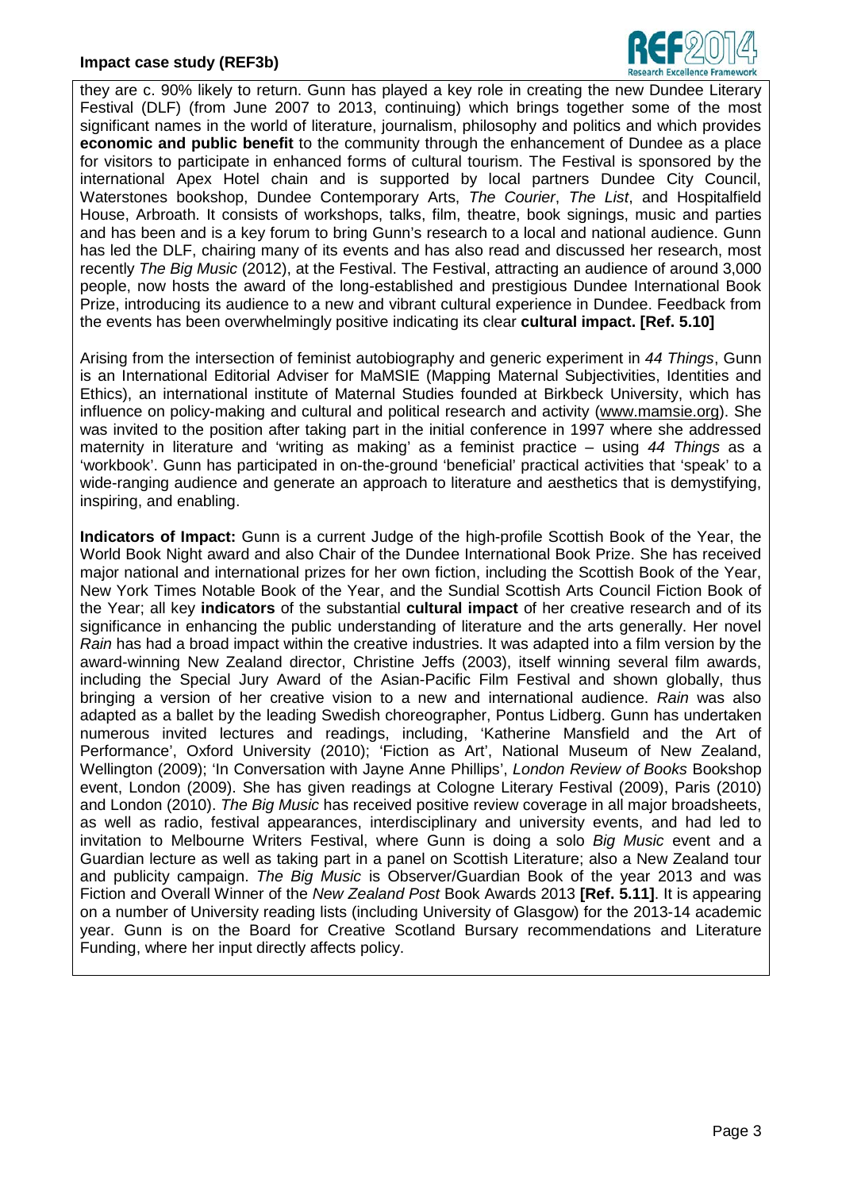they are c. 90% likely to return. Gunn has played a key role in creating the new Dundee Literary Festival (DLF) (from June 2007 to 2013, continuing) which brings together some of the most significant names in the world of literature, journalism, philosophy and politics and which provides **economic and public benefit** to the community through the enhancement of Dundee as a place for visitors to participate in enhanced forms of cultural tourism. The Festival is sponsored by the international Apex Hotel chain and is supported by local partners Dundee City Council, Waterstones bookshop, Dundee Contemporary Arts, *The Courier*, *The List*, and Hospitalfield House, Arbroath. It consists of workshops, talks, film, theatre, book signings, music and parties and has been and is a key forum to bring Gunn's research to a local and national audience. Gunn has led the DLF, chairing many of its events and has also read and discussed her research, most recently *The Big Music* (2012), at the Festival. The Festival, attracting an audience of around 3,000 people, now hosts the award of the long-established and prestigious Dundee International Book Prize, introducing its audience to a new and vibrant cultural experience in Dundee. Feedback from the events has been overwhelmingly positive indicating its clear **cultural impact. [Ref. 5.10]**

Arising from the intersection of feminist autobiography and generic experiment in *44 Things*, Gunn is an International Editorial Adviser for MaMSIE (Mapping Maternal Subjectivities, Identities and Ethics), an international institute of Maternal Studies founded at Birkbeck University, which has influence on policy-making and cultural and political research and activity (www.mamsie.org). She was invited to the position after taking part in the initial conference in 1997 where she addressed maternity in literature and 'writing as making' as a feminist practice – using *44 Things* as a 'workbook'. Gunn has participated in on-the-ground 'beneficial' practical activities that 'speak' to a wide-ranging audience and generate an approach to literature and aesthetics that is demystifying, inspiring, and enabling.

**Indicators of Impact:** Gunn is a current Judge of the high-profile Scottish Book of the Year, the World Book Night award and also Chair of the Dundee International Book Prize. She has received major national and international prizes for her own fiction, including the Scottish Book of the Year, New York Times Notable Book of the Year, and the Sundial Scottish Arts Council Fiction Book of the Year; all key **indicators** of the substantial **cultural impact** of her creative research and of its significance in enhancing the public understanding of literature and the arts generally. Her novel *Rain* has had a broad impact within the creative industries. It was adapted into a film version by the award-winning New Zealand director, Christine Jeffs (2003), itself winning several film awards, including the Special Jury Award of the Asian-Pacific Film Festival and shown globally, thus bringing a version of her creative vision to a new and international audience. *Rain* was also adapted as a ballet by the leading Swedish choreographer, Pontus Lidberg. Gunn has undertaken numerous invited lectures and readings, including, 'Katherine Mansfield and the Art of Performance', Oxford University (2010); 'Fiction as Art', National Museum of New Zealand, Wellington (2009); 'In Conversation with Jayne Anne Phillips', *London Review of Books* Bookshop event, London (2009). She has given readings at Cologne Literary Festival (2009), Paris (2010) and London (2010). *The Big Music* has received positive review coverage in all major broadsheets, as well as radio, festival appearances, interdisciplinary and university events, and had led to invitation to Melbourne Writers Festival, where Gunn is doing a solo *Big Music* event and a Guardian lecture as well as taking part in a panel on Scottish Literature; also a New Zealand tour and publicity campaign. *The Big Music* is Observer/Guardian Book of the year 2013 and was Fiction and Overall Winner of the *New Zealand Post* Book Awards 2013 **[Ref. 5.11]**. It is appearing on a number of University reading lists (including University of Glasgow) for the 2013-14 academic year. Gunn is on the Board for Creative Scotland Bursary recommendations and Literature Funding, where her input directly affects policy.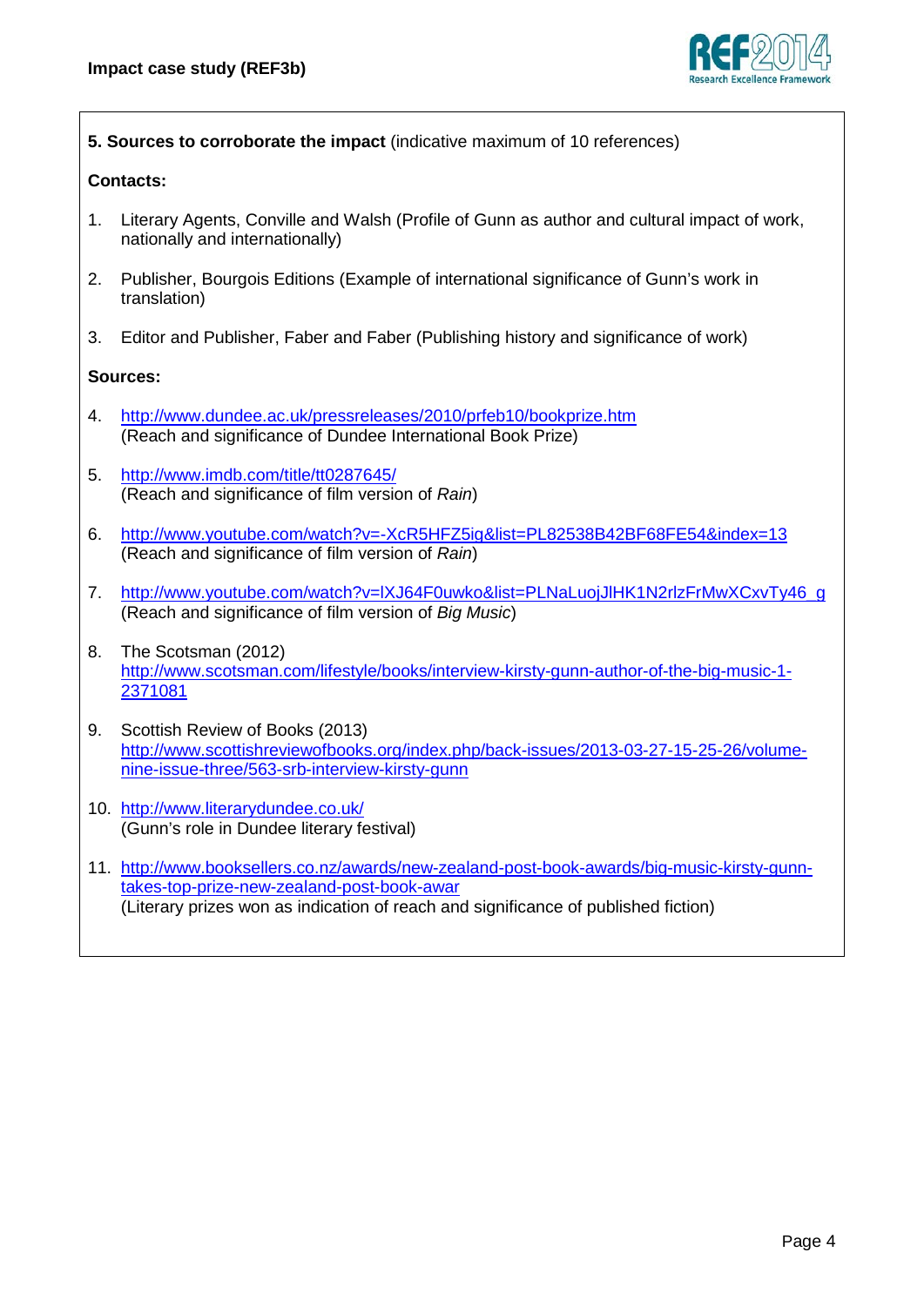**5. Sources to corroborate the impact** (indicative maximum of 10 references)

**Contacts:**

1. Literary Agents, Conville and Walsh (Profile of Gunn as author and cultural impact of work, nationally and internationally)

2. Publisher, Bourgois Editions (Example of international significance of Gunn's work in translation)

3. Editor and Publisher, Faber and Faber (Publishing history and significance of work)

**Sources:**

4. http://www.dundee.ac.uk/pressreleases/2010/prfeb10/bookprize.htm (Reach and significance of Dundee International Book Prize)

5. http://www.imdb.com/title/tt0287645/ (Reach and significance of film version of *Rain*)

6. http://www.youtube.com/watch?v=-XcR5HFZ5ig&list=PL82538B42BF68FE54&index=13 (Reach and significance of film version of *Rain*)

7. http://www.youtube.com/watch?v=lXJ64F0uwko&list=PLNaLuojJlHK1N2rlzFrMwXCxvTy46_g (Reach and significance of film version of *Big Music*)

8. The Scotsman (2012) http://www.scotsman.com/lifestyle/books/interview-kirsty-gunn-author-of-the-big-music-1-2371081

9. Scottish Review of Books (2013) http://www.scottishreviewofbooks.org/index.php/back-issues/2013-03-27-15-25-26/volume-nine-issue-three/563-srb-interview-kirsty-gunn

10. http://www.literarydundee.co.uk/ (Gunn's role in Dundee literary festival)

11. http://www.booksellers.co.nz/awards/new-zealand-post-book-awards/big-music-kirsty-gunn-takes-top-prize-new-zealand-post-book-awar (Literary prizes won as indication of reach and significance of published fiction)